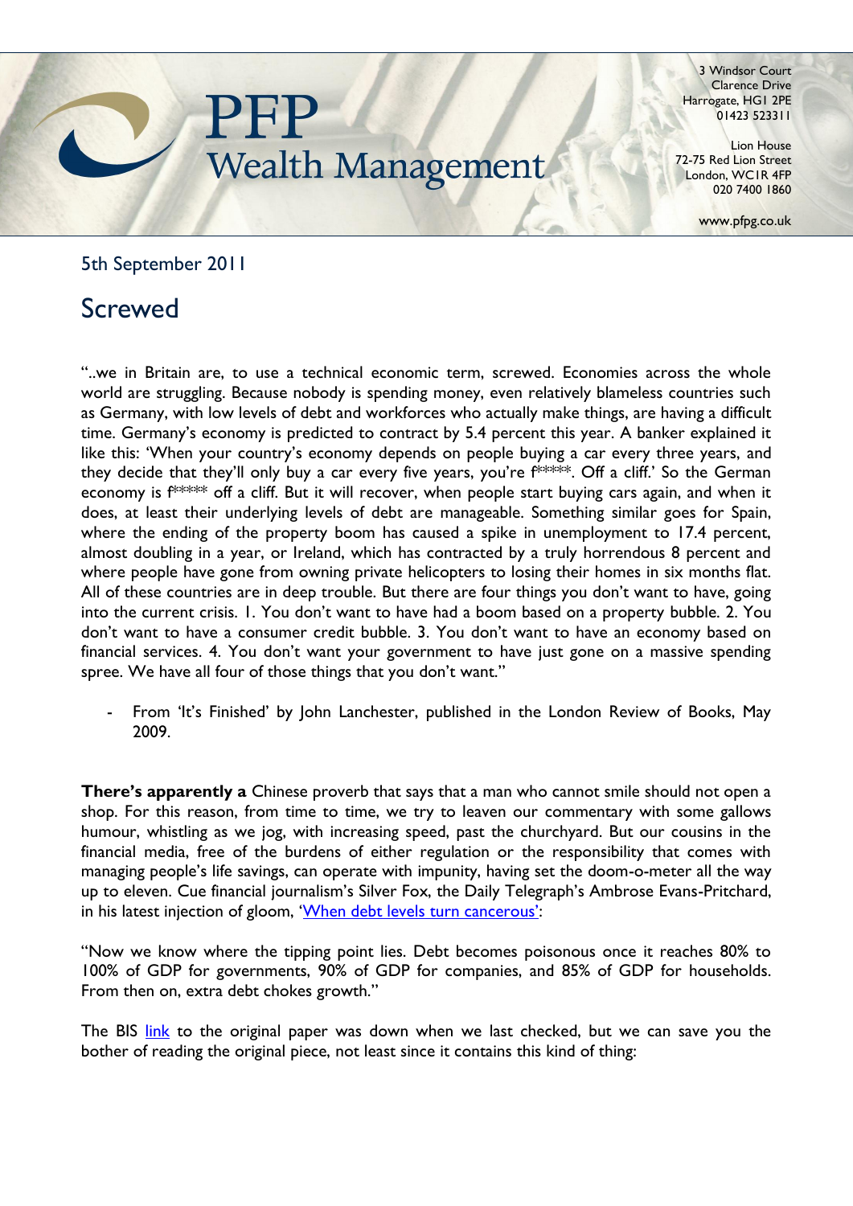# PFP Wealth Management

3 Windsor Court
Clarence Drive
Harrogate, HG1 2PE
01423 523311

Lion House
72-75 Red Lion Street
London, WC1R 4FP
020 7400 1860

www.pfpg.co.uk

5th September 2011

## Screwed

"..we in Britain are, to use a technical economic term, screwed. Economies across the whole world are struggling. Because nobody is spending money, even relatively blameless countries such as Germany, with low levels of debt and workforces who actually make things, are having a difficult time. Germany's economy is predicted to contract by 5.4 percent this year. A banker explained it like this: 'When your country's economy depends on people buying a car every three years, and they decide that they'll only buy a car every five years, you're f*****. Off a cliff.' So the German economy is f***** off a cliff. But it will recover, when people start buying cars again, and when it does, at least their underlying levels of debt are manageable. Something similar goes for Spain, where the ending of the property boom has caused a spike in unemployment to 17.4 percent, almost doubling in a year, or Ireland, which has contracted by a truly horrendous 8 percent and where people have gone from owning private helicopters to losing their homes in six months flat. All of these countries are in deep trouble. But there are four things you don't want to have, going into the current crisis. 1. You don't want to have had a boom based on a property bubble. 2. You don't want to have a consumer credit bubble. 3. You don't want to have an economy based on financial services. 4. You don't want your government to have just gone on a massive spending spree. We have all four of those things that you don't want."

- From 'It's Finished' by John Lanchester, published in the London Review of Books, May 2009.

**There's apparently a** Chinese proverb that says that a man who cannot smile should not open a shop. For this reason, from time to time, we try to leaven our commentary with some gallows humour, whistling as we jog, with increasing speed, past the churchyard. But our cousins in the financial media, free of the burdens of either regulation or the responsibility that comes with managing people's life savings, can operate with impunity, having set the doom-o-meter all the way up to eleven. Cue financial journalism's Silver Fox, the Daily Telegraph's Ambrose Evans-Pritchard, in his latest injection of gloom, 'When debt levels turn cancerous':

"Now we know where the tipping point lies. Debt becomes poisonous once it reaches 80% to 100% of GDP for governments, 90% of GDP for companies, and 85% of GDP for households. From then on, extra debt chokes growth."

The BIS link to the original paper was down when we last checked, but we can save you the bother of reading the original piece, not least since it contains this kind of thing: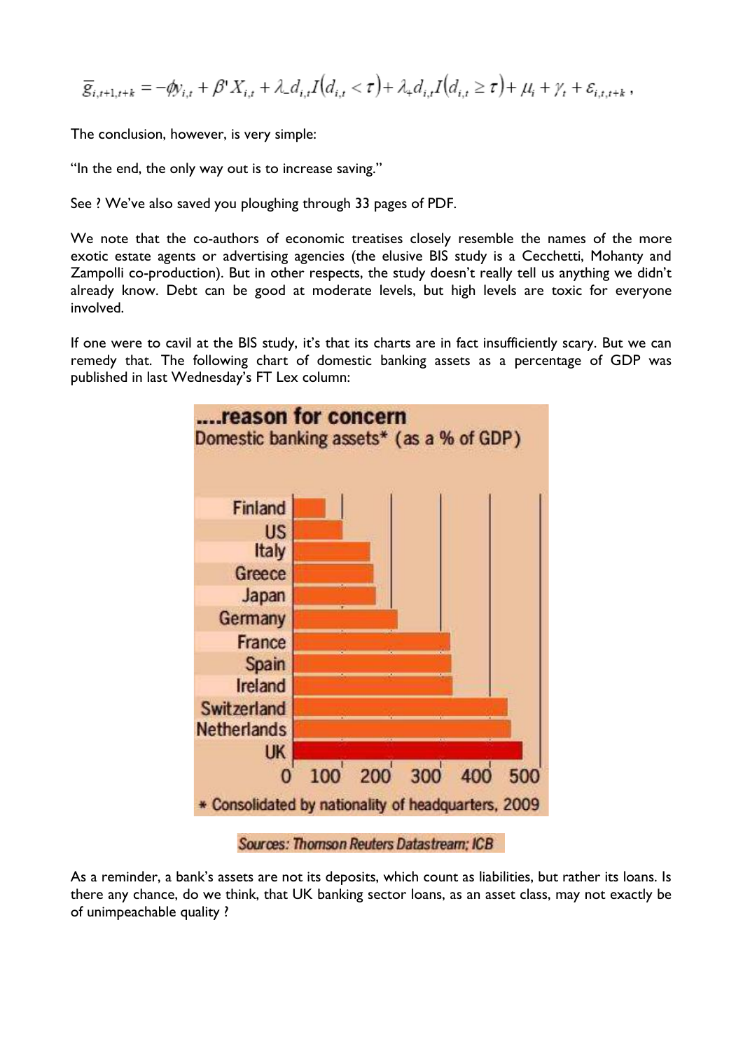$$\bar{g}_{i,t+1,t+k} = -\phi y_{i,t} + \beta' X_{i,t} + \lambda_{-} d_{i,t} I(d_{i,t} < \tau) + \lambda_{+} d_{i,t} I(d_{i,t} \geq \tau) + \mu_i + \gamma_t + \varepsilon_{i,t,t+k},$$

The conclusion, however, is very simple:

"In the end, the only way out is to increase saving."

See ? We've also saved you ploughing through 33 pages of PDF.

We note that the co-authors of economic treatises closely resemble the names of the more exotic estate agents or advertising agencies (the elusive BIS study is a Cecchetti, Mohanty and Zampolli co-production). But in other respects, the study doesn't really tell us anything we didn't already know. Debt can be good at moderate levels, but high levels are toxic for everyone involved.

If one were to cavil at the BIS study, it's that its charts are in fact insufficiently scary. But we can remedy that. The following chart of domestic banking assets as a percentage of GDP was published in last Wednesday's FT Lex column:

**....reason for concern**
Domestic banking assets* (as a % of GDP)

| Country | Domestic banking assets (% of GDP, approx.) |
| --- | --- |
| Finland | ~65 |
| US | ~100 |
| Italy | ~155 |
| Greece | ~160 |
| Japan | ~165 |
| Germany | ~210 |
| France | ~315 |
| Spain | ~318 |
| Ireland | ~320 |
| Switzerland | ~430 |
| Netherlands | ~438 |
| UK | ~460 |

\* Consolidated by nationality of headquarters, 2009

*Sources: Thomson Reuters Datastream; ICB*

As a reminder, a bank's assets are not its deposits, which count as liabilities, but rather its loans. Is there any chance, do we think, that UK banking sector loans, as an asset class, may not exactly be of unimpeachable quality ?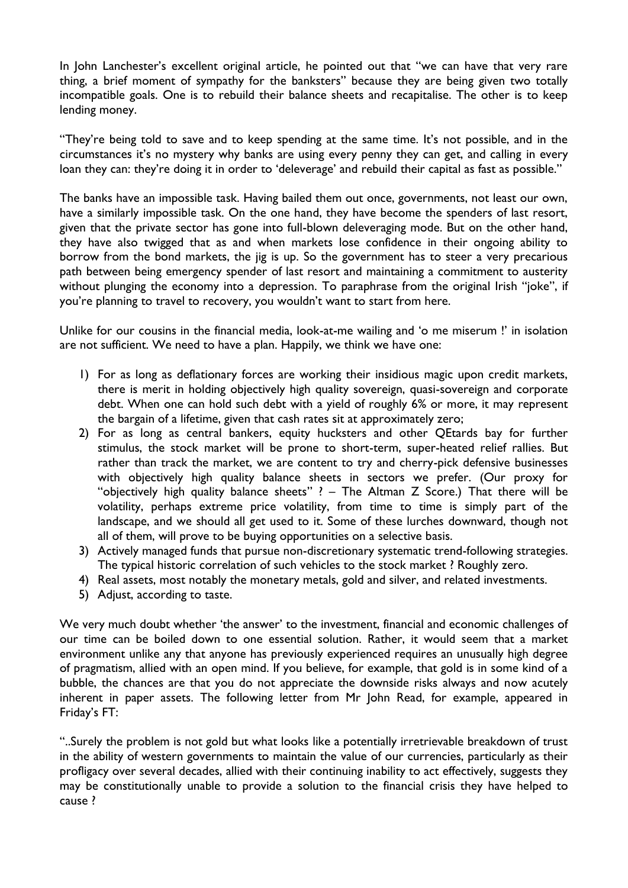In John Lanchester's excellent original article, he pointed out that "we can have that very rare thing, a brief moment of sympathy for the banksters" because they are being given two totally incompatible goals. One is to rebuild their balance sheets and recapitalise. The other is to keep lending money.

"They're being told to save and to keep spending at the same time. It's not possible, and in the circumstances it's no mystery why banks are using every penny they can get, and calling in every loan they can: they're doing it in order to 'deleverage' and rebuild their capital as fast as possible."

The banks have an impossible task. Having bailed them out once, governments, not least our own, have a similarly impossible task. On the one hand, they have become the spenders of last resort, given that the private sector has gone into full-blown deleveraging mode. But on the other hand, they have also twigged that as and when markets lose confidence in their ongoing ability to borrow from the bond markets, the jig is up. So the government has to steer a very precarious path between being emergency spender of last resort and maintaining a commitment to austerity without plunging the economy into a depression. To paraphrase from the original Irish "joke", if you're planning to travel to recovery, you wouldn't want to start from here.

Unlike for our cousins in the financial media, look-at-me wailing and 'o me miserum !' in isolation are not sufficient. We need to have a plan. Happily, we think we have one:

1) For as long as deflationary forces are working their insidious magic upon credit markets, there is merit in holding objectively high quality sovereign, quasi-sovereign and corporate debt. When one can hold such debt with a yield of roughly 6% or more, it may represent the bargain of a lifetime, given that cash rates sit at approximately zero;
2) For as long as central bankers, equity hucksters and other QEtards bay for further stimulus, the stock market will be prone to short-term, super-heated relief rallies. But rather than track the market, we are content to try and cherry-pick defensive businesses with objectively high quality balance sheets in sectors we prefer. (Our proxy for "objectively high quality balance sheets" ? – The Altman Z Score.) That there will be volatility, perhaps extreme price volatility, from time to time is simply part of the landscape, and we should all get used to it. Some of these lurches downward, though not all of them, will prove to be buying opportunities on a selective basis.
3) Actively managed funds that pursue non-discretionary systematic trend-following strategies. The typical historic correlation of such vehicles to the stock market ? Roughly zero.
4) Real assets, most notably the monetary metals, gold and silver, and related investments.
5) Adjust, according to taste.

We very much doubt whether 'the answer' to the investment, financial and economic challenges of our time can be boiled down to one essential solution. Rather, it would seem that a market environment unlike any that anyone has previously experienced requires an unusually high degree of pragmatism, allied with an open mind. If you believe, for example, that gold is in some kind of a bubble, the chances are that you do not appreciate the downside risks always and now acutely inherent in paper assets. The following letter from Mr John Read, for example, appeared in Friday's FT:

"..Surely the problem is not gold but what looks like a potentially irretrievable breakdown of trust in the ability of western governments to maintain the value of our currencies, particularly as their profligacy over several decades, allied with their continuing inability to act effectively, suggests they may be constitutionally unable to provide a solution to the financial crisis they have helped to cause ?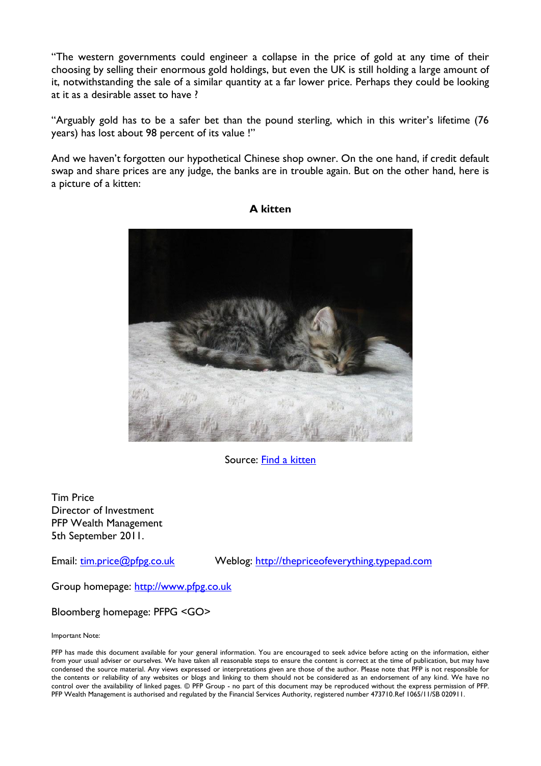"The western governments could engineer a collapse in the price of gold at any time of their choosing by selling their enormous gold holdings, but even the UK is still holding a large amount of it, notwithstanding the sale of a similar quantity at a far lower price. Perhaps they could be looking at it as a desirable asset to have ?

"Arguably gold has to be a safer bet than the pound sterling, which in this writer's lifetime (76 years) has lost about 98 percent of its value !"

And we haven't forgotten our hypothetical Chinese shop owner. On the one hand, if credit default swap and share prices are any judge, the banks are in trouble again. But on the other hand, here is a picture of a kitten:

**A kitten**

Source: [Find a kitten]()

Tim Price
Director of Investment
PFP Wealth Management
5th September 2011.

Email: [tim.price@pfpg.co.uk](mailto:tim.price@pfpg.co.uk)    Weblog: [http://thepriceofeverything.typepad.com](http://thepriceofeverything.typepad.com)

Group homepage: [http://www.pfpg.co.uk](http://www.pfpg.co.uk)

Bloomberg homepage: PFPG <GO>

Important Note:

PFP has made this document available for your general information. You are encouraged to seek advice before acting on the information, either from your usual adviser or ourselves. We have taken all reasonable steps to ensure the content is correct at the time of publication, but may have condensed the source material. Any views expressed or interpretations given are those of the author. Please note that PFP is not responsible for the contents or reliability of any websites or blogs and linking to them should not be considered as an endorsement of any kind. We have no control over the availability of linked pages. © PFP Group - no part of this document may be reproduced without the express permission of PFP. PFP Wealth Management is authorised and regulated by the Financial Services Authority, registered number 473710.Ref 1065/11/SB 020911.